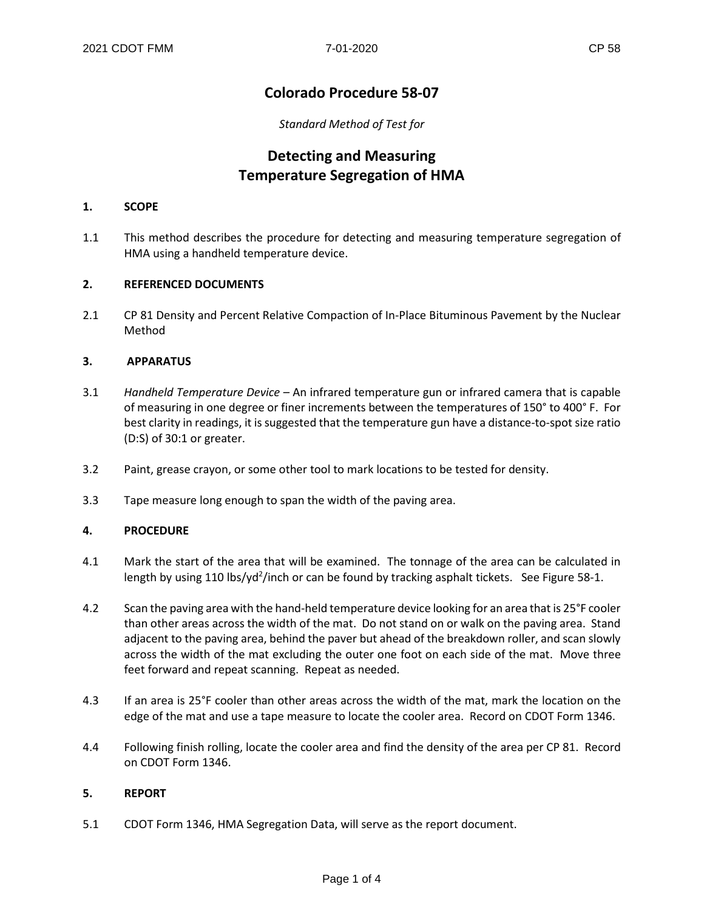# Colorado Procedure 58-07

*Standard Method of Test for*

# Detecting and Measuring Temperature Segregation of HMA

## 1. SCOPE

1.1 This method describes the procedure for detecting and measuring temperature segregation of HMA using a handheld temperature device.

## 2. REFERENCED DOCUMENTS

2.1 CP 81 Density and Percent Relative Compaction of In-Place Bituminous Pavement by the Nuclear Method

## 3. APPARATUS

3.1 *Handheld Temperature Device* – An infrared temperature gun or infrared camera that is capable of measuring in one degree or finer increments between the temperatures of 150° to 400° F. For best clarity in readings, it is suggested that the temperature gun have a distance-to-spot size ratio (D:S) of 30:1 or greater.

3.2 Paint, grease crayon, or some other tool to mark locations to be tested for density.

3.3 Tape measure long enough to span the width of the paving area.

## 4. PROCEDURE

4.1 Mark the start of the area that will be examined. The tonnage of the area can be calculated in length by using 110 $lbs/yd^2$/inch or can be found by tracking asphalt tickets. See Figure 58-1.

4.2 Scan the paving area with the hand-held temperature device looking for an area that is 25°F cooler than other areas across the width of the mat. Do not stand on or walk on the paving area. Stand adjacent to the paving area, behind the paver but ahead of the breakdown roller, and scan slowly across the width of the mat excluding the outer one foot on each side of the mat. Move three feet forward and repeat scanning. Repeat as needed.

4.3 If an area is 25°F cooler than other areas across the width of the mat, mark the location on the edge of the mat and use a tape measure to locate the cooler area. Record on CDOT Form 1346.

4.4 Following finish rolling, locate the cooler area and find the density of the area per CP 81. Record on CDOT Form 1346.

## 5. REPORT

5.1 CDOT Form 1346, HMA Segregation Data, will serve as the report document.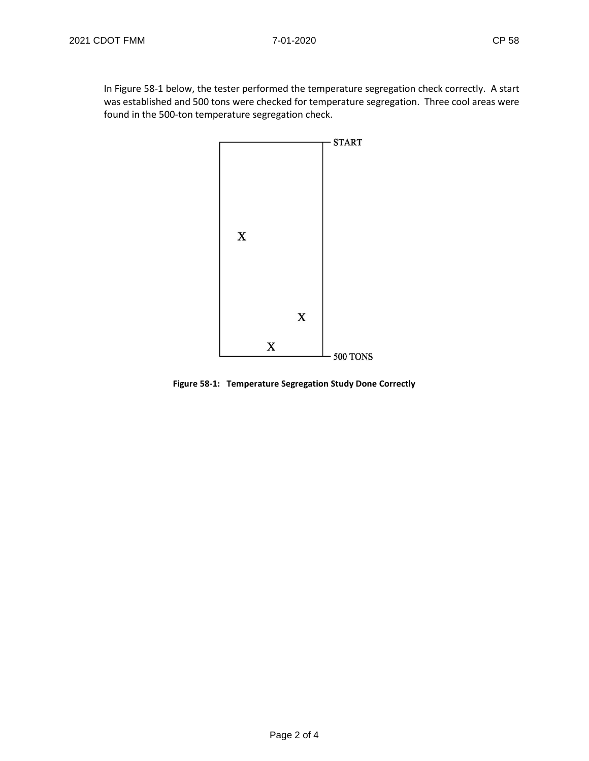In Figure 58-1 below, the tester performed the temperature segregation check correctly. A start was established and 500 tons were checked for temperature segregation. Three cool areas were found in the 500-ton temperature segregation check.

**Figure 58-1: Temperature Segregation Study Done Correctly**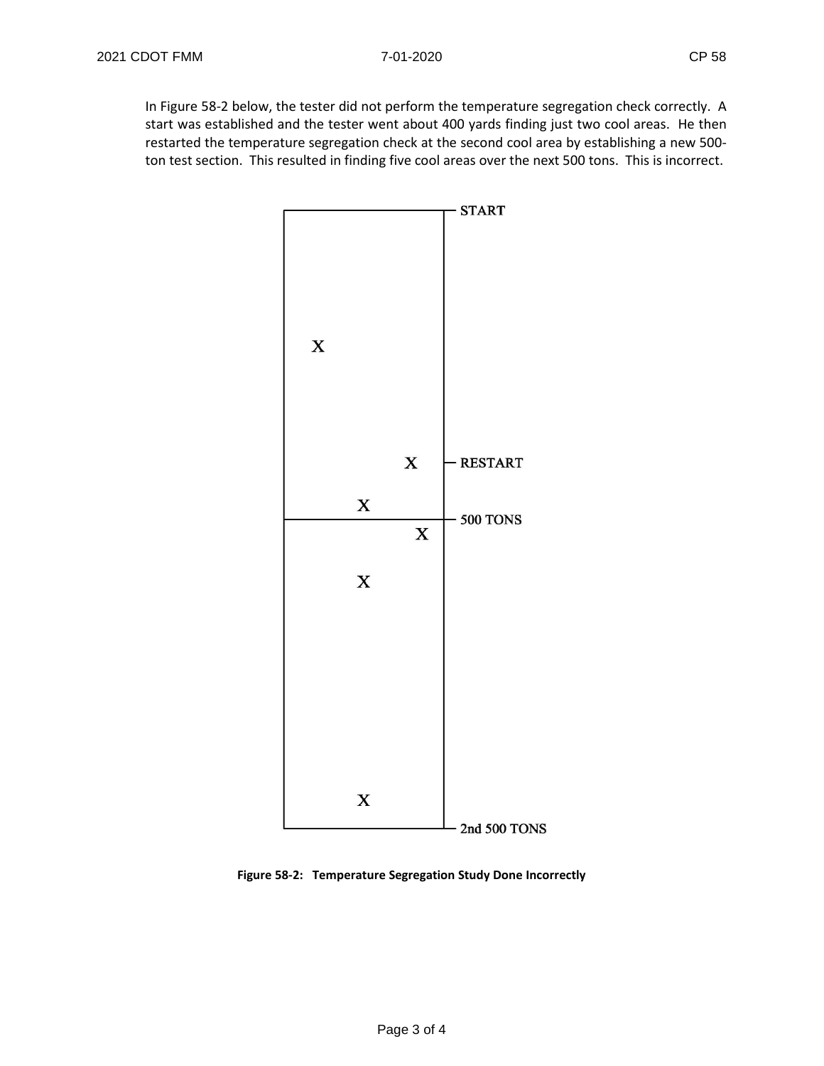In Figure 58-2 below, the tester did not perform the temperature segregation check correctly. A start was established and the tester went about 400 yards finding just two cool areas. He then restarted the temperature segregation check at the second cool area by establishing a new 500-ton test section. This resulted in finding five cool areas over the next 500 tons. This is incorrect.

**Figure 58-2: Temperature Segregation Study Done Incorrectly**